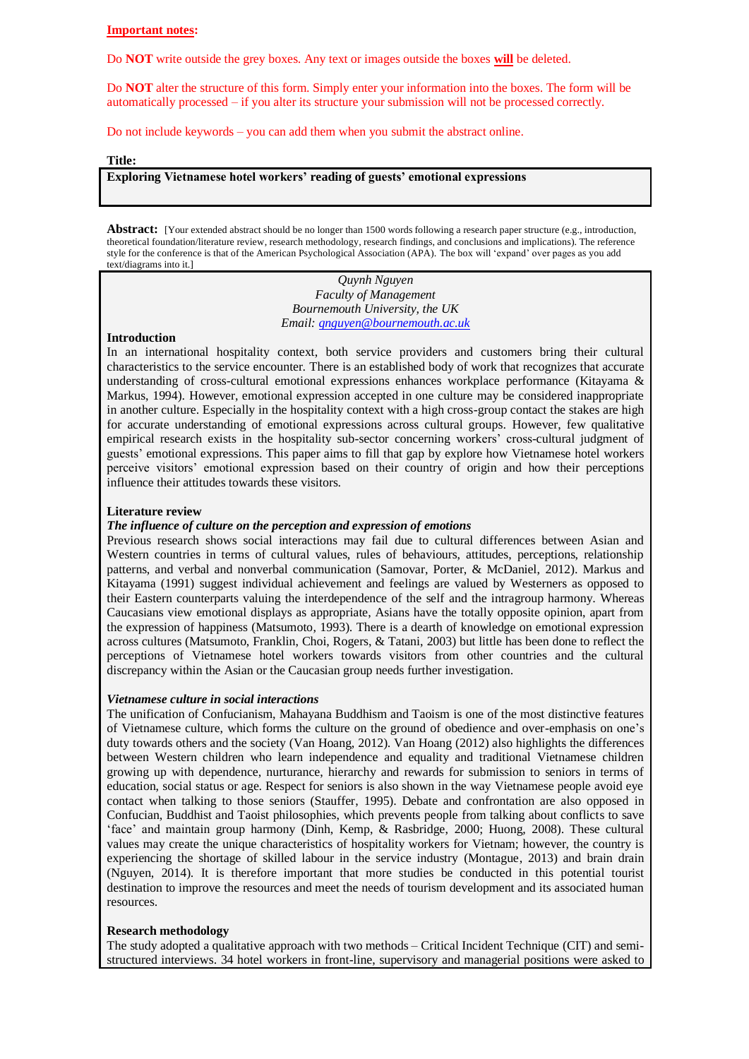**Important notes:**

Do **NOT** write outside the grey boxes. Any text or images outside the boxes **will** be deleted.

Do **NOT** alter the structure of this form. Simply enter your information into the boxes. The form will be automatically processed – if you alter its structure your submission will not be processed correctly.

Do not include keywords – you can add them when you submit the abstract online.

**Title:**

**Exploring Vietnamese hotel workers' reading of guests' emotional expressions**

**Abstract:** [Your extended abstract should be no longer than 1500 words following a research paper structure (e.g., introduction, theoretical foundation/literature review, research methodology, research findings, and conclusions and implications). The reference style for the conference is that of the American Psychological Association (APA). The box will 'expand' over pages as you add text/diagrams into it.]

*Quynh Nguyen*
*Faculty of Management*
*Bournemouth University, the UK*
*Email: qnguyen@bournemouth.ac.uk*

## Introduction

In an international hospitality context, both service providers and customers bring their cultural characteristics to the service encounter. There is an established body of work that recognizes that accurate understanding of cross-cultural emotional expressions enhances workplace performance (Kitayama & Markus, 1994). However, emotional expression accepted in one culture may be considered inappropriate in another culture. Especially in the hospitality context with a high cross-group contact the stakes are high for accurate understanding of emotional expressions across cultural groups. However, few qualitative empirical research exists in the hospitality sub-sector concerning workers' cross-cultural judgment of guests' emotional expressions. This paper aims to fill that gap by explore how Vietnamese hotel workers perceive visitors' emotional expression based on their country of origin and how their perceptions influence their attitudes towards these visitors.

## Literature review

### *The influence of culture on the perception and expression of emotions*

Previous research shows social interactions may fail due to cultural differences between Asian and Western countries in terms of cultural values, rules of behaviours, attitudes, perceptions, relationship patterns, and verbal and nonverbal communication (Samovar, Porter, & McDaniel, 2012). Markus and Kitayama (1991) suggest individual achievement and feelings are valued by Westerners as opposed to their Eastern counterparts valuing the interdependence of the self and the intragroup harmony. Whereas Caucasians view emotional displays as appropriate, Asians have the totally opposite opinion, apart from the expression of happiness (Matsumoto, 1993). There is a dearth of knowledge on emotional expression across cultures (Matsumoto, Franklin, Choi, Rogers, & Tatani, 2003) but little has been done to reflect the perceptions of Vietnamese hotel workers towards visitors from other countries and the cultural discrepancy within the Asian or the Caucasian group needs further investigation.

### *Vietnamese culture in social interactions*

The unification of Confucianism, Mahayana Buddhism and Taoism is one of the most distinctive features of Vietnamese culture, which forms the culture on the ground of obedience and over-emphasis on one's duty towards others and the society (Van Hoang, 2012). Van Hoang (2012) also highlights the differences between Western children who learn independence and equality and traditional Vietnamese children growing up with dependence, nurturance, hierarchy and rewards for submission to seniors in terms of education, social status or age. Respect for seniors is also shown in the way Vietnamese people avoid eye contact when talking to those seniors (Stauffer, 1995). Debate and confrontation are also opposed in Confucian, Buddhist and Taoist philosophies, which prevents people from talking about conflicts to save 'face' and maintain group harmony (Dinh, Kemp, & Rasbridge, 2000; Huong, 2008). These cultural values may create the unique characteristics of hospitality workers for Vietnam; however, the country is experiencing the shortage of skilled labour in the service industry (Montague, 2013) and brain drain (Nguyen, 2014). It is therefore important that more studies be conducted in this potential tourist destination to improve the resources and meet the needs of tourism development and its associated human resources.

## Research methodology

The study adopted a qualitative approach with two methods – Critical Incident Technique (CIT) and semi-structured interviews. 34 hotel workers in front-line, supervisory and managerial positions were asked to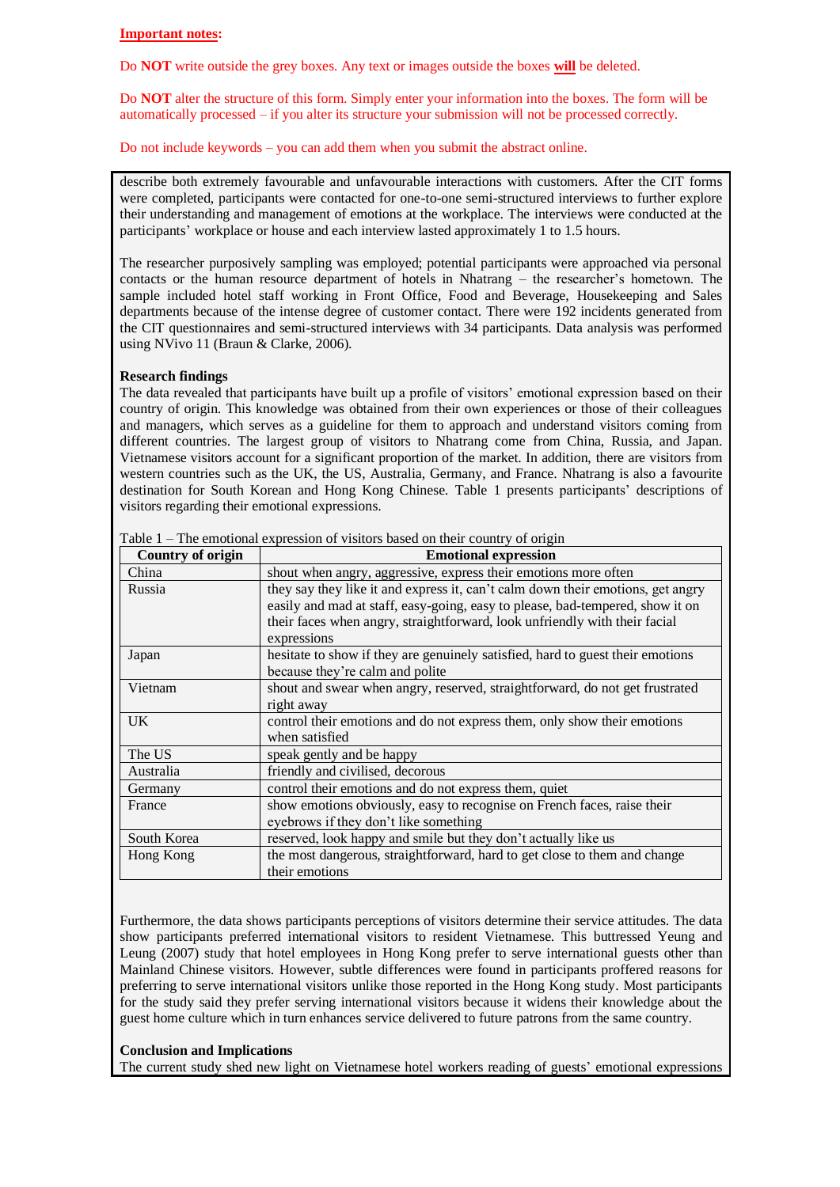**Important notes:**

Do **NOT** write outside the grey boxes. Any text or images outside the boxes **will** be deleted.

Do **NOT** alter the structure of this form. Simply enter your information into the boxes. The form will be automatically processed – if you alter its structure your submission will not be processed correctly.

Do not include keywords – you can add them when you submit the abstract online.

describe both extremely favourable and unfavourable interactions with customers. After the CIT forms were completed, participants were contacted for one-to-one semi-structured interviews to further explore their understanding and management of emotions at the workplace. The interviews were conducted at the participants' workplace or house and each interview lasted approximately 1 to 1.5 hours.

The researcher purposively sampling was employed; potential participants were approached via personal contacts or the human resource department of hotels in Nhatrang – the researcher's hometown. The sample included hotel staff working in Front Office, Food and Beverage, Housekeeping and Sales departments because of the intense degree of customer contact. There were 192 incidents generated from the CIT questionnaires and semi-structured interviews with 34 participants. Data analysis was performed using NVivo 11 (Braun & Clarke, 2006).

**Research findings**

The data revealed that participants have built up a profile of visitors' emotional expression based on their country of origin. This knowledge was obtained from their own experiences or those of their colleagues and managers, which serves as a guideline for them to approach and understand visitors coming from different countries. The largest group of visitors to Nhatrang come from China, Russia, and Japan. Vietnamese visitors account for a significant proportion of the market. In addition, there are visitors from western countries such as the UK, the US, Australia, Germany, and France. Nhatrang is also a favourite destination for South Korean and Hong Kong Chinese. Table 1 presents participants' descriptions of visitors regarding their emotional expressions.

Table 1 – The emotional expression of visitors based on their country of origin

| Country of origin | Emotional expression |
|---|---|
| China | shout when angry, aggressive, express their emotions more often |
| Russia | they say they like it and express it, can't calm down their emotions, get angry easily and mad at staff, easy-going, easy to please, bad-tempered, show it on their faces when angry, straightforward, look unfriendly with their facial expressions |
| Japan | hesitate to show if they are genuinely satisfied, hard to guest their emotions because they're calm and polite |
| Vietnam | shout and swear when angry, reserved, straightforward, do not get frustrated right away |
| UK | control their emotions and do not express them, only show their emotions when satisfied |
| The US | speak gently and be happy |
| Australia | friendly and civilised, decorous |
| Germany | control their emotions and do not express them, quiet |
| France | show emotions obviously, easy to recognise on French faces, raise their eyebrows if they don't like something |
| South Korea | reserved, look happy and smile but they don't actually like us |
| Hong Kong | the most dangerous, straightforward, hard to get close to them and change their emotions |

Furthermore, the data shows participants perceptions of visitors determine their service attitudes. The data show participants preferred international visitors to resident Vietnamese. This buttressed Yeung and Leung (2007) study that hotel employees in Hong Kong prefer to serve international guests other than Mainland Chinese visitors. However, subtle differences were found in participants proffered reasons for preferring to serve international visitors unlike those reported in the Hong Kong study. Most participants for the study said they prefer serving international visitors because it widens their knowledge about the guest home culture which in turn enhances service delivered to future patrons from the same country.

**Conclusion and Implications**

The current study shed new light on Vietnamese hotel workers reading of guests' emotional expressions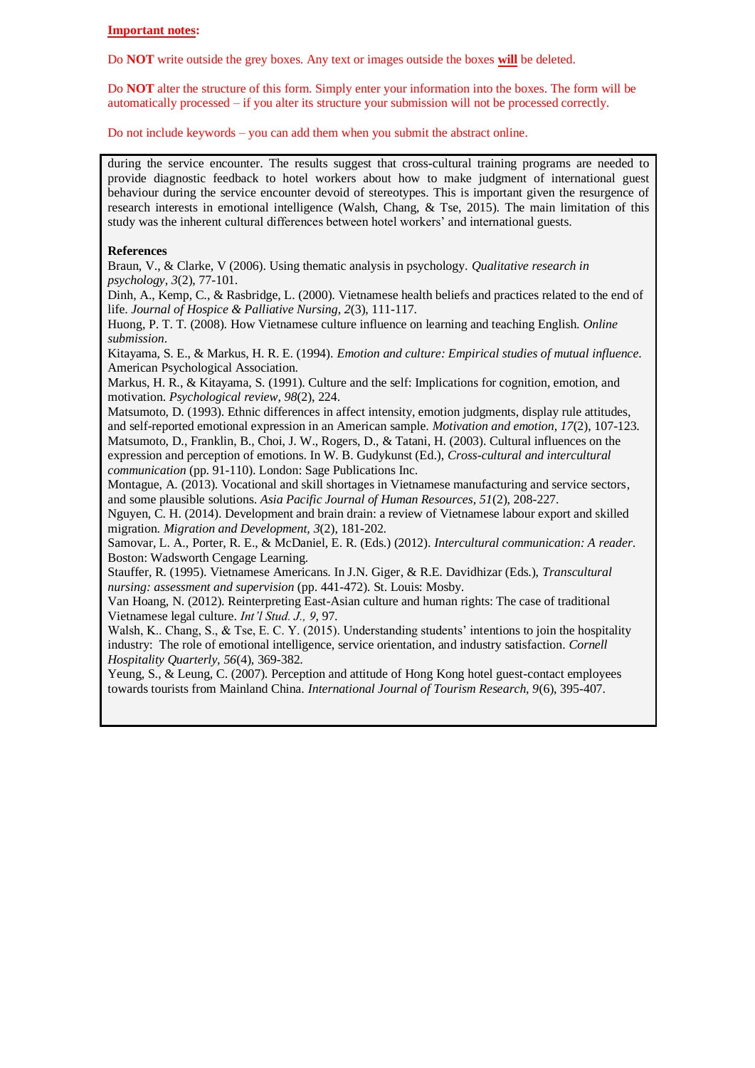**Important notes:**

Do **NOT** write outside the grey boxes. Any text or images outside the boxes **will** be deleted.

Do **NOT** alter the structure of this form. Simply enter your information into the boxes. The form will be automatically processed – if you alter its structure your submission will not be processed correctly.

Do not include keywords – you can add them when you submit the abstract online.

during the service encounter. The results suggest that cross-cultural training programs are needed to provide diagnostic feedback to hotel workers about how to make judgment of international guest behaviour during the service encounter devoid of stereotypes. This is important given the resurgence of research interests in emotional intelligence (Walsh, Chang, & Tse, 2015). The main limitation of this study was the inherent cultural differences between hotel workers' and international guests.

**References**

Braun, V., & Clarke, V (2006). Using thematic analysis in psychology. *Qualitative research in psychology*, *3*(2), 77-101.

Dinh, A., Kemp, C., & Rasbridge, L. (2000). Vietnamese health beliefs and practices related to the end of life. *Journal of Hospice & Palliative Nursing*, *2*(3), 111-117.

Huong, P. T. T. (2008). How Vietnamese culture influence on learning and teaching English. *Online submission*.

Kitayama, S. E., & Markus, H. R. E. (1994). *Emotion and culture: Empirical studies of mutual influence*. American Psychological Association.

Markus, H. R., & Kitayama, S. (1991). Culture and the self: Implications for cognition, emotion, and motivation. *Psychological review*, *98*(2), 224.

Matsumoto, D. (1993). Ethnic differences in affect intensity, emotion judgments, display rule attitudes, and self-reported emotional expression in an American sample. *Motivation and emotion*, *17*(2), 107-123.

Matsumoto, D., Franklin, B., Choi, J. W., Rogers, D., & Tatani, H. (2003). Cultural influences on the expression and perception of emotions. In W. B. Gudykunst (Ed.), *Cross-cultural and intercultural communication* (pp. 91-110). London: Sage Publications Inc.

Montague, A. (2013). Vocational and skill shortages in Vietnamese manufacturing and service sectors, and some plausible solutions. *Asia Pacific Journal of Human Resources, 51*(2), 208-227.

Nguyen, C. H. (2014). Development and brain drain: a review of Vietnamese labour export and skilled migration. *Migration and Development, 3*(2), 181-202.

Samovar, L. A., Porter, R. E., & McDaniel, E. R. (Eds.) (2012). *Intercultural communication: A reader*. Boston: Wadsworth Cengage Learning.

Stauffer, R. (1995). Vietnamese Americans. In J.N. Giger, & R.E. Davidhizar (Eds.), *Transcultural nursing: assessment and supervision* (pp. 441-472). St. Louis: Mosby.

Van Hoang, N. (2012). Reinterpreting East-Asian culture and human rights: The case of traditional Vietnamese legal culture. *Int'l Stud. J., 9*, 97.

Walsh, K.. Chang, S., & Tse, E. C. Y. (2015). Understanding students' intentions to join the hospitality industry: The role of emotional intelligence, service orientation, and industry satisfaction. *Cornell Hospitality Quarterly, 56*(4), 369-382.

Yeung, S., & Leung, C. (2007). Perception and attitude of Hong Kong hotel guest-contact employees towards tourists from Mainland China. *International Journal of Tourism Research, 9*(6), 395-407.